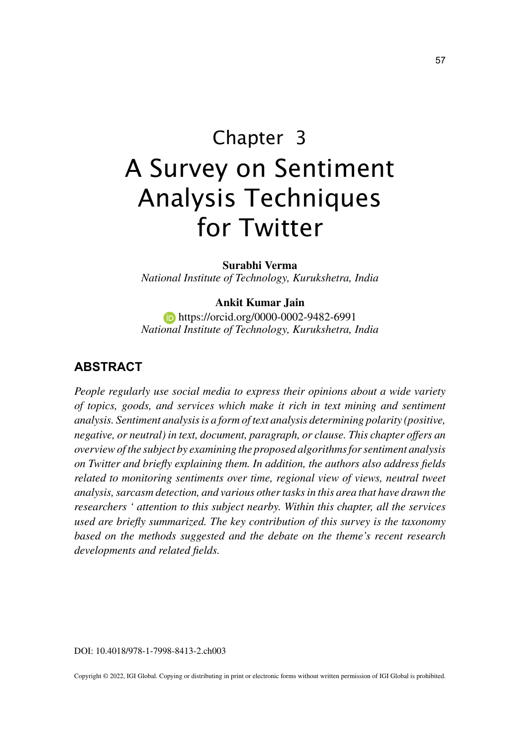# Chapter 3

# A Survey on Sentiment Analysis Techniques for Twitter

**Surabhi Verma**
*National Institute of Technology, Kurukshetra, India*

**Ankit Kumar Jain**
https://orcid.org/0000-0002-9482-6991
*National Institute of Technology, Kurukshetra, India*

## ABSTRACT

*People regularly use social media to express their opinions about a wide variety of topics, goods, and services which make it rich in text mining and sentiment analysis. Sentiment analysis is a form of text analysis determining polarity (positive, negative, or neutral) in text, document, paragraph, or clause. This chapter offers an overview of the subject by examining the proposed algorithms for sentiment analysis on Twitter and briefly explaining them. In addition, the authors also address fields related to monitoring sentiments over time, regional view of views, neutral tweet analysis, sarcasm detection, and various other tasks in this area that have drawn the researchers ' attention to this subject nearby. Within this chapter, all the services used are briefly summarized. The key contribution of this survey is the taxonomy based on the methods suggested and the debate on the theme's recent research developments and related fields.*

DOI: 10.4018/978-1-7998-8413-2.ch003

Copyright © 2022, IGI Global. Copying or distributing in print or electronic forms without written permission of IGI Global is prohibited.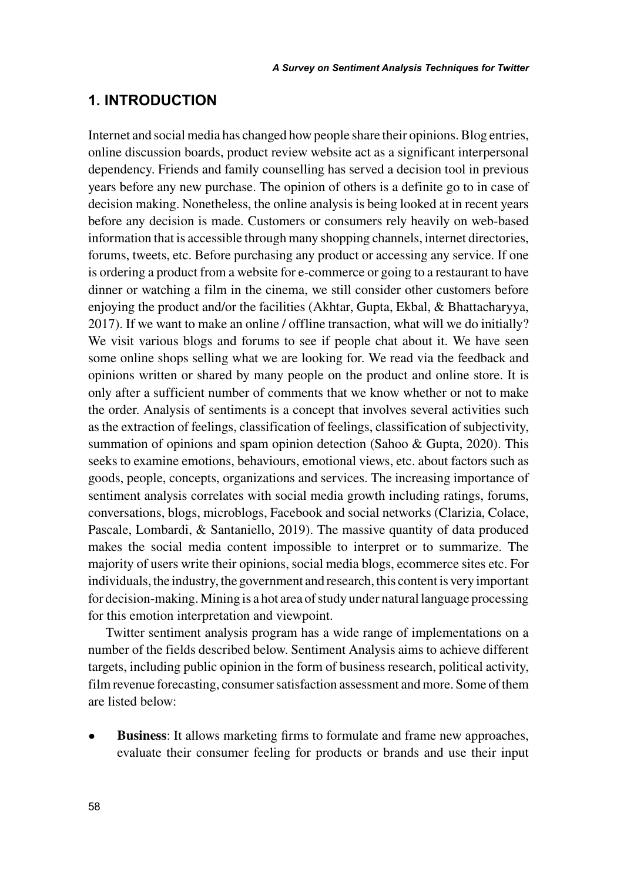## 1. INTRODUCTION

Internet and social media has changed how people share their opinions. Blog entries, online discussion boards, product review website act as a significant interpersonal dependency. Friends and family counselling has served a decision tool in previous years before any new purchase. The opinion of others is a definite go to in case of decision making. Nonetheless, the online analysis is being looked at in recent years before any decision is made. Customers or consumers rely heavily on web-based information that is accessible through many shopping channels, internet directories, forums, tweets, etc. Before purchasing any product or accessing any service. If one is ordering a product from a website for e-commerce or going to a restaurant to have dinner or watching a film in the cinema, we still consider other customers before enjoying the product and/or the facilities (Akhtar, Gupta, Ekbal, & Bhattacharyya, 2017). If we want to make an online / offline transaction, what will we do initially? We visit various blogs and forums to see if people chat about it. We have seen some online shops selling what we are looking for. We read via the feedback and opinions written or shared by many people on the product and online store. It is only after a sufficient number of comments that we know whether or not to make the order. Analysis of sentiments is a concept that involves several activities such as the extraction of feelings, classification of feelings, classification of subjectivity, summation of opinions and spam opinion detection (Sahoo & Gupta, 2020). This seeks to examine emotions, behaviours, emotional views, etc. about factors such as goods, people, concepts, organizations and services. The increasing importance of sentiment analysis correlates with social media growth including ratings, forums, conversations, blogs, microblogs, Facebook and social networks (Clarizia, Colace, Pascale, Lombardi, & Santaniello, 2019). The massive quantity of data produced makes the social media content impossible to interpret or to summarize. The majority of users write their opinions, social media blogs, ecommerce sites etc. For individuals, the industry, the government and research, this content is very important for decision-making. Mining is a hot area of study under natural language processing for this emotion interpretation and viewpoint.

Twitter sentiment analysis program has a wide range of implementations on a number of the fields described below. Sentiment Analysis aims to achieve different targets, including public opinion in the form of business research, political activity, film revenue forecasting, consumer satisfaction assessment and more. Some of them are listed below:

- **Business**: It allows marketing firms to formulate and frame new approaches, evaluate their consumer feeling for products or brands and use their input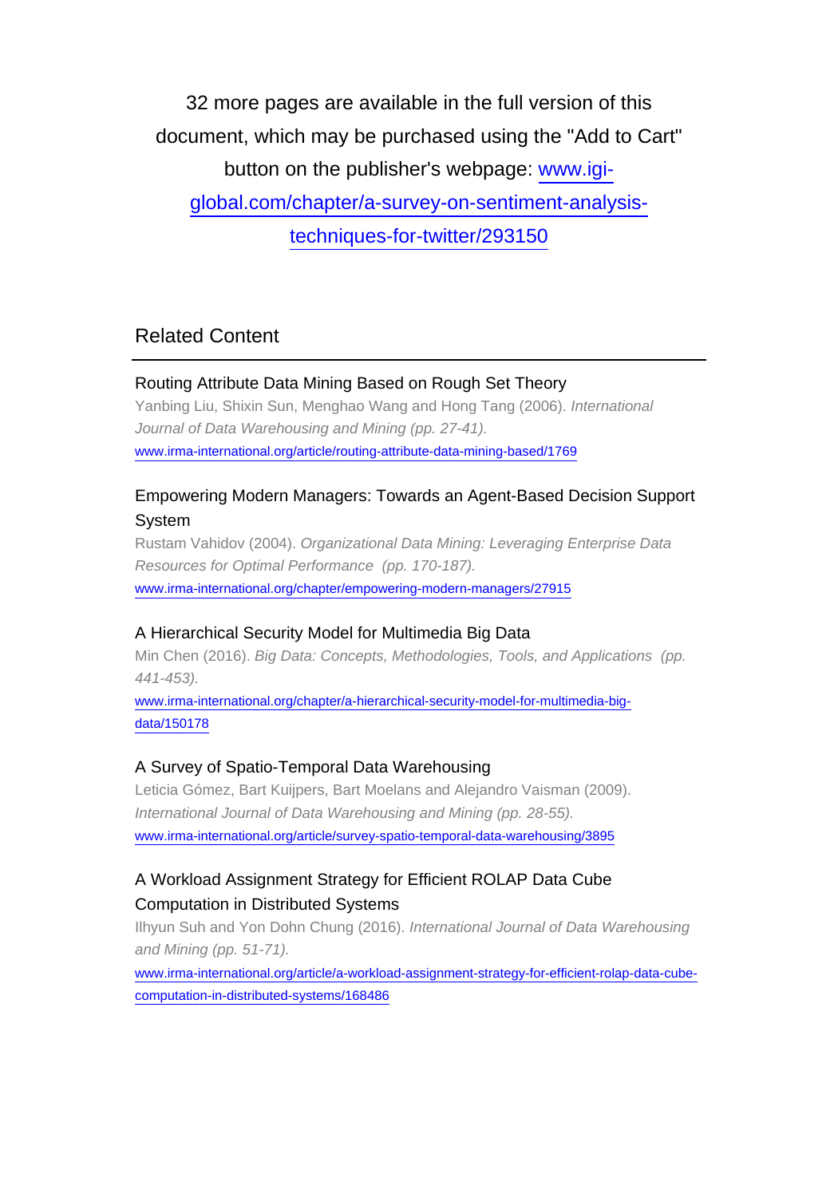32 more pages are available in the full version of this document, which may be purchased using the "Add to Cart" button on the publisher's webpage: www.igi-global.com/chapter/a-survey-on-sentiment-analysis-techniques-for-twitter/293150

## Related Content

### Routing Attribute Data Mining Based on Rough Set Theory

Yanbing Liu, Shixin Sun, Menghao Wang and Hong Tang (2006). *International Journal of Data Warehousing and Mining (pp. 27-41).*

www.irma-international.org/article/routing-attribute-data-mining-based/1769

### Empowering Modern Managers: Towards an Agent-Based Decision Support System

Rustam Vahidov (2004). *Organizational Data Mining: Leveraging Enterprise Data Resources for Optimal Performance (pp. 170-187).*

www.irma-international.org/chapter/empowering-modern-managers/27915

### A Hierarchical Security Model for Multimedia Big Data

Min Chen (2016). *Big Data: Concepts, Methodologies, Tools, and Applications (pp. 441-453).*

www.irma-international.org/chapter/a-hierarchical-security-model-for-multimedia-big-data/150178

### A Survey of Spatio-Temporal Data Warehousing

Leticia Gómez, Bart Kuijpers, Bart Moelans and Alejandro Vaisman (2009). *International Journal of Data Warehousing and Mining (pp. 28-55).*

www.irma-international.org/article/survey-spatio-temporal-data-warehousing/3895

### A Workload Assignment Strategy for Efficient ROLAP Data Cube Computation in Distributed Systems

Ilhyun Suh and Yon Dohn Chung (2016). *International Journal of Data Warehousing and Mining (pp. 51-71).*

www.irma-international.org/article/a-workload-assignment-strategy-for-efficient-rolap-data-cube-computation-in-distributed-systems/168486